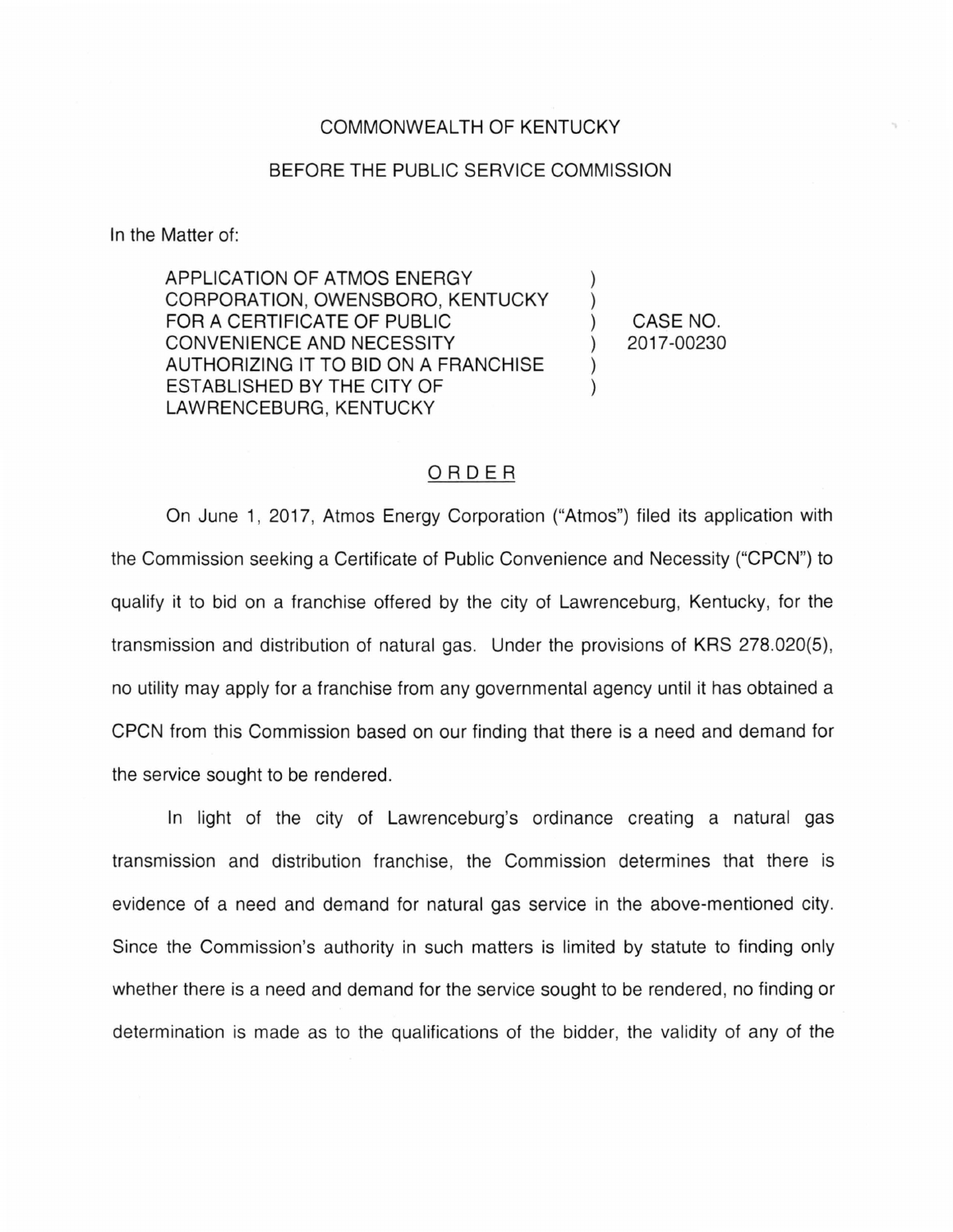COMMONWEALTH OF KENTUCKY

BEFORE THE PUBLIC SERVICE COMMISSION

In the Matter of:

| | | |
|---|---|---|
| APPLICATION OF ATMOS ENERGY CORPORATION, OWENSBORO, KENTUCKY FOR A CERTIFICATE OF PUBLIC CONVENIENCE AND NECESSITY AUTHORIZING IT TO BID ON A FRANCHISE ESTABLISHED BY THE CITY OF LAWRENCEBURG, KENTUCKY | ) ) ) ) ) ) | CASE NO. 2017-00230 |

## ORDER

On June 1, 2017, Atmos Energy Corporation ("Atmos") filed its application with the Commission seeking a Certificate of Public Convenience and Necessity ("CPCN") to qualify it to bid on a franchise offered by the city of Lawrenceburg, Kentucky, for the transmission and distribution of natural gas. Under the provisions of KRS 278.020(5), no utility may apply for a franchise from any governmental agency until it has obtained a CPCN from this Commission based on our finding that there is a need and demand for the service sought to be rendered.

In light of the city of Lawrenceburg's ordinance creating a natural gas transmission and distribution franchise, the Commission determines that there is evidence of a need and demand for natural gas service in the above-mentioned city. Since the Commission's authority in such matters is limited by statute to finding only whether there is a need and demand for the service sought to be rendered, no finding or determination is made as to the qualifications of the bidder, the validity of any of the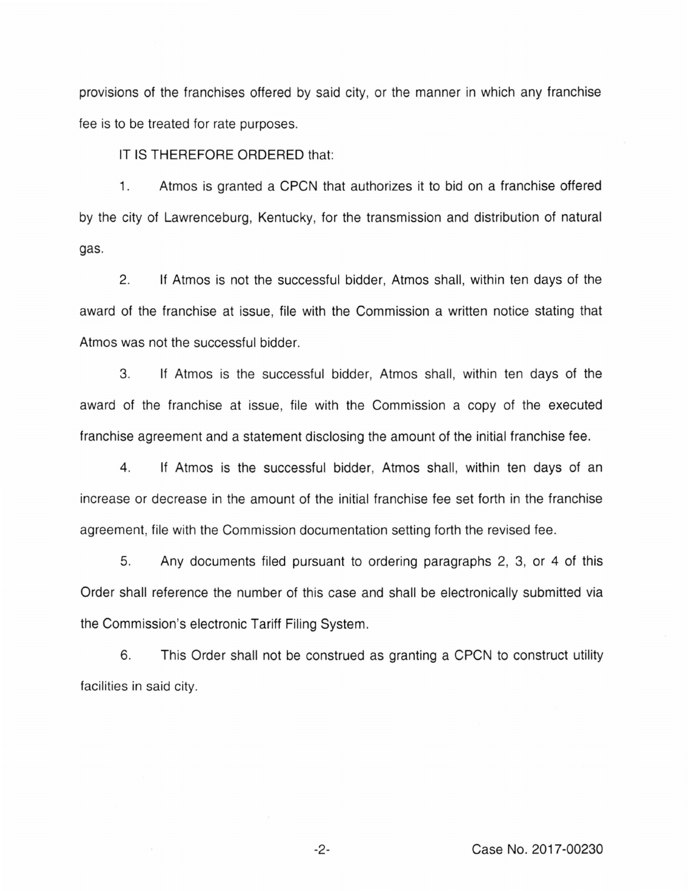provisions of the franchises offered by said city, or the manner in which any franchise fee is to be treated for rate purposes.

IT IS THEREFORE ORDERED that:

1. Atmos is granted a CPCN that authorizes it to bid on a franchise offered by the city of Lawrenceburg, Kentucky, for the transmission and distribution of natural gas.

2. If Atmos is not the successful bidder, Atmos shall, within ten days of the award of the franchise at issue, file with the Commission a written notice stating that Atmos was not the successful bidder.

3. If Atmos is the successful bidder, Atmos shall, within ten days of the award of the franchise at issue, file with the Commission a copy of the executed franchise agreement and a statement disclosing the amount of the initial franchise fee.

4. If Atmos is the successful bidder, Atmos shall, within ten days of an increase or decrease in the amount of the initial franchise fee set forth in the franchise agreement, file with the Commission documentation setting forth the revised fee.

5. Any documents filed pursuant to ordering paragraphs 2, 3, or 4 of this Order shall reference the number of this case and shall be electronically submitted via the Commission's electronic Tariff Filing System.

6. This Order shall not be construed as granting a CPCN to construct utility facilities in said city.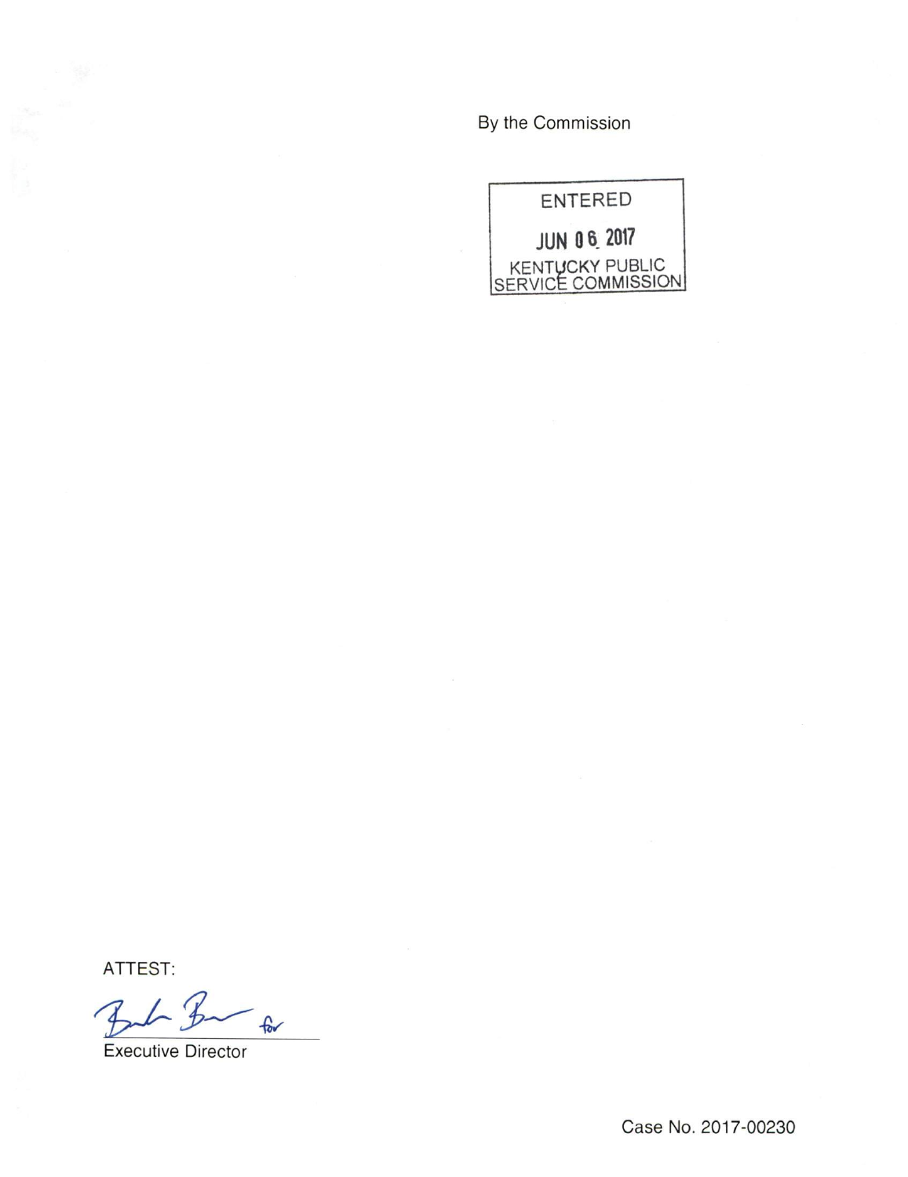By the Commission

ENTERED

JUN 06 2017

KENTUCKY PUBLIC SERVICE COMMISSION

ATTEST:

for

Executive Director

Case No. 2017-00230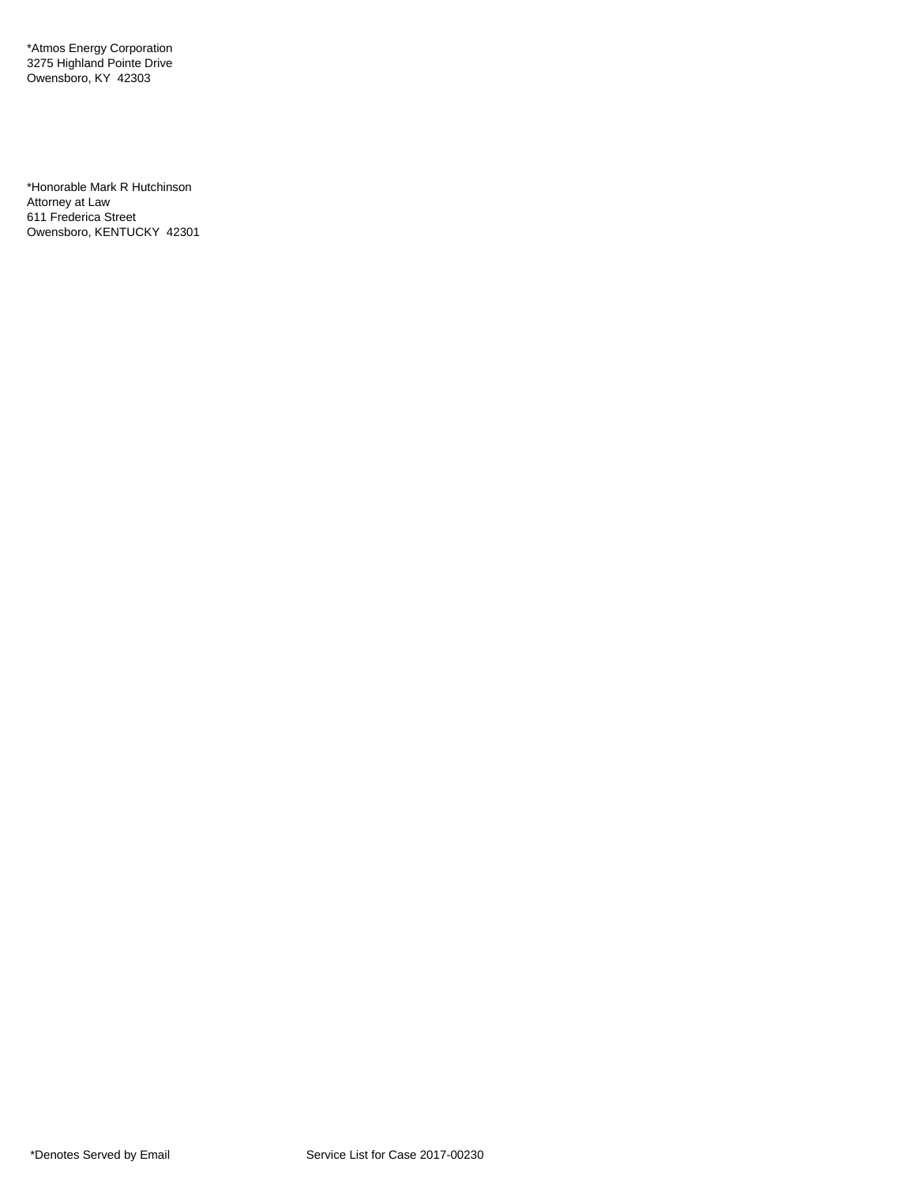*Atmos Energy Corporation
3275 Highland Pointe Drive
Owensboro, KY  42303

*Honorable Mark R Hutchinson
Attorney at Law
611 Frederica Street
Owensboro, KENTUCKY  42301

*Denotes Served by Email

Service List for Case 2017-00230